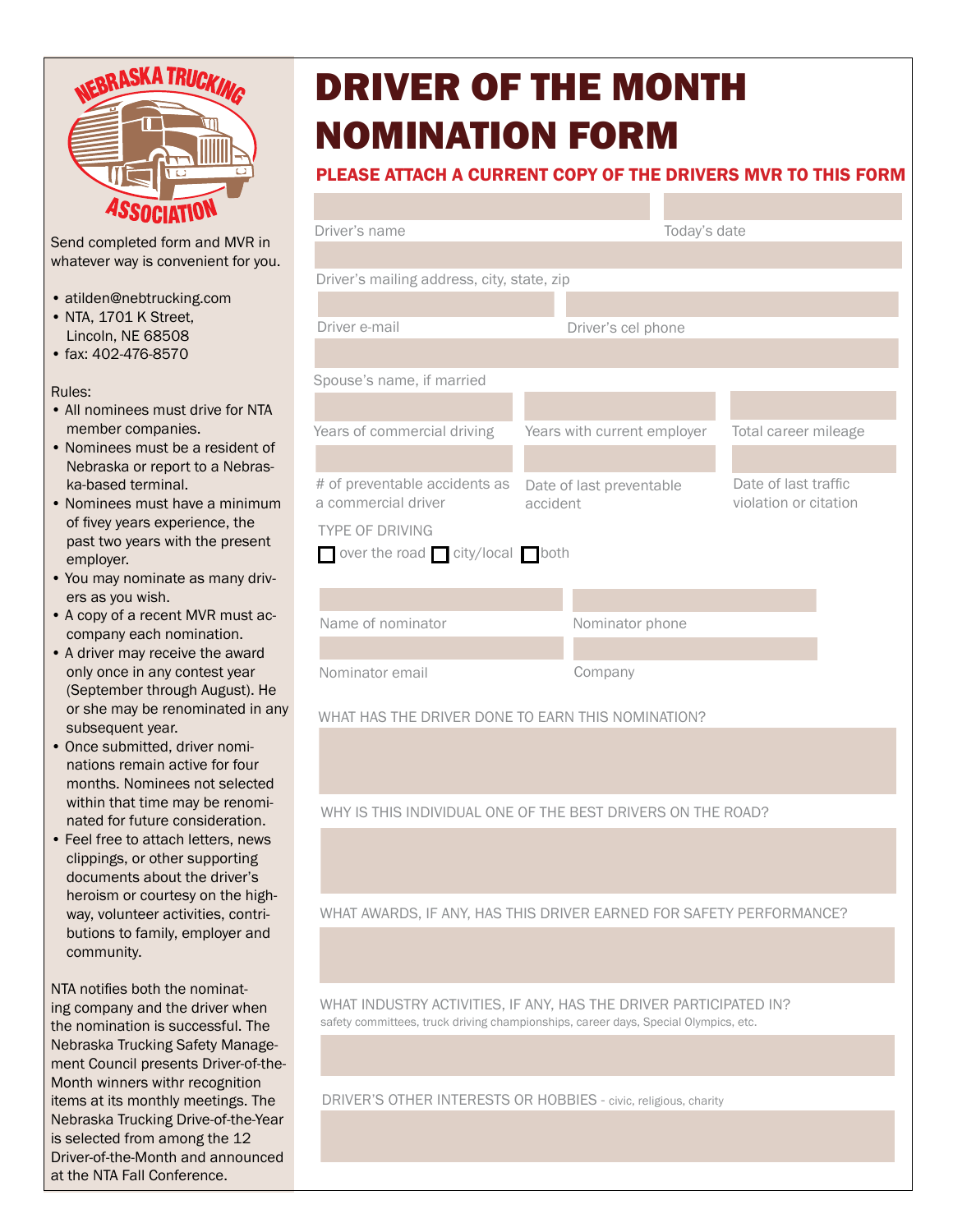NEBRASKA TRUCKING ASSOCIATION

Send completed form and MVR in whatever way is convenient for you.

- atilden@nebtrucking.com
- NTA, 1701 K Street, Lincoln, NE 68508
- fax: 402-476-8570

Rules:

- All nominees must drive for NTA member companies.
- Nominees must be a resident of Nebraska or report to a Nebraska-based terminal.
- Nominees must have a minimum of fivey years experience, the past two years with the present employer.
- You may nominate as many drivers as you wish.
- A copy of a recent MVR must accompany each nomination.
- A driver may receive the award only once in any contest year (September through August). He or she may be renominated in any subsequent year.
- Once submitted, driver nominations remain active for four months. Nominees not selected within that time may be renominated for future consideration.
- Feel free to attach letters, news clippings, or other supporting documents about the driver's heroism or courtesy on the highway, volunteer activities, contributions to family, employer and community.

NTA notifies both the nominating company and the driver when the nomination is successful. The Nebraska Trucking Safety Management Council presents Driver-of-the-Month winners withr recognition items at its monthly meetings. The Nebraska Trucking Drive-of-the-Year is selected from among the 12 Driver-of-the-Month and announced at the NTA Fall Conference.

# DRIVER OF THE MONTH NOMINATION FORM

**PLEASE ATTACH A CURRENT COPY OF THE DRIVERS MVR TO THIS FORM**

Driver's name

Today's date

Driver's mailing address, city, state, zip

Driver e-mail

Driver's cel phone

Spouse's name, if married

Years of commercial driving

Years with current employer

Total career mileage

# of preventable accidents as a commercial driver

Date of last preventable accident

Date of last traffic violation or citation

TYPE OF DRIVING

☐ over the road ☐ city/local ☐ both

Name of nominator

Nominator phone

Nominator email

Company

WHAT HAS THE DRIVER DONE TO EARN THIS NOMINATION?

WHY IS THIS INDIVIDUAL ONE OF THE BEST DRIVERS ON THE ROAD?

WHAT AWARDS, IF ANY, HAS THIS DRIVER EARNED FOR SAFETY PERFORMANCE?

WHAT INDUSTRY ACTIVITIES, IF ANY, HAS THE DRIVER PARTICIPATED IN?
safety committees, truck driving championships, career days, Special Olympics, etc.

DRIVER'S OTHER INTERESTS OR HOBBIES - civic, religious, charity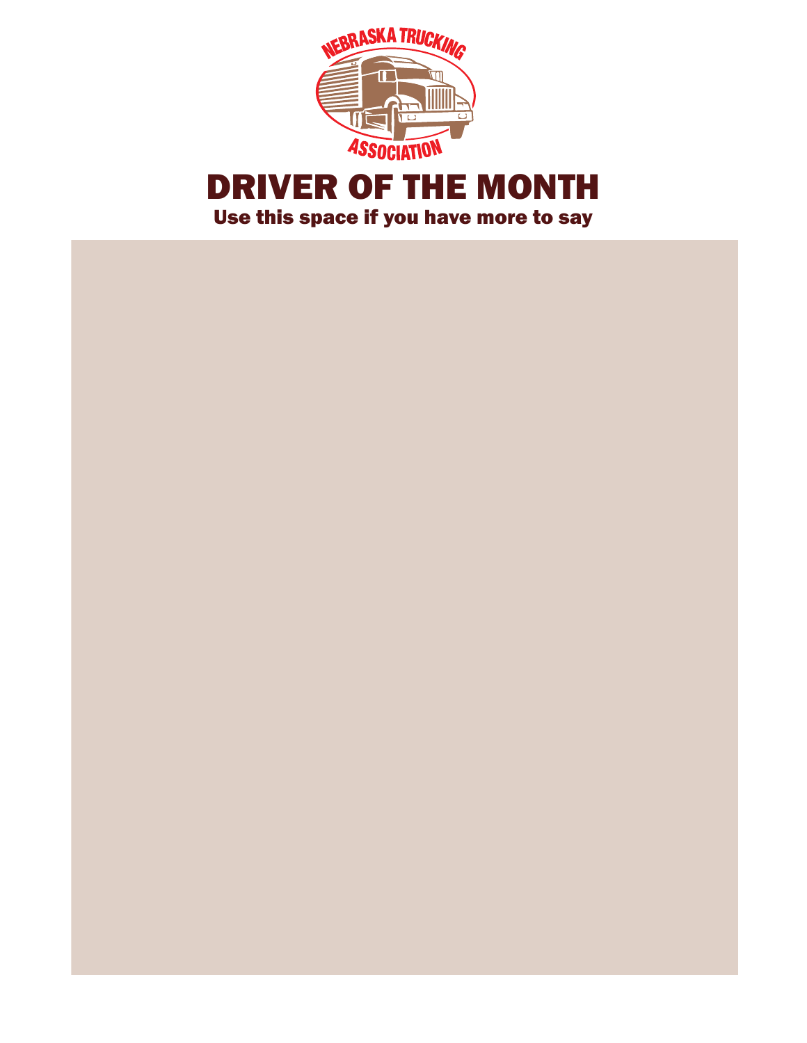NEBRASKA TRUCKING ASSOCIATION

# DRIVER OF THE MONTH

## Use this space if you have more to say